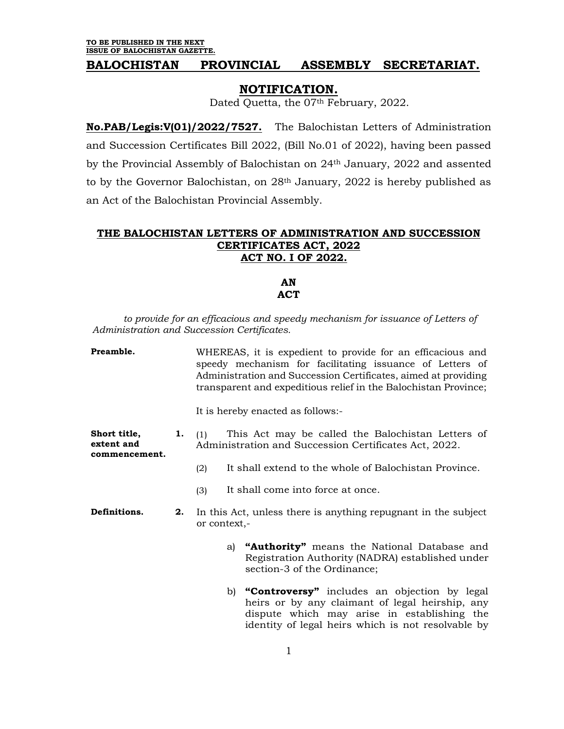**TO BE PUBLISHED IN THE NEXT ISSUE OF BALOCHISTAN GAZETTE.**

# BALOCHISTAN PROVINCIAL ASSEMBLY SECRETARIAT.

## NOTIFICATION.

Dated Quetta, the 07th February, 2022.

**No.PAB/Legis:V(01)/2022/7527.** The Balochistan Letters of Administration and Succession Certificates Bill 2022, (Bill No.01 of 2022), having been passed by the Provincial Assembly of Balochistan on 24th January, 2022 and assented to by the Governor Balochistan, on 28th January, 2022 is hereby published as an Act of the Balochistan Provincial Assembly.

## THE BALOCHISTAN LETTERS OF ADMINISTRATION AND SUCCESSION CERTIFICATES ACT, 2022 ACT NO. I OF 2022.

**AN ACT**

*to provide for an efficacious and speedy mechanism for issuance of Letters of Administration and Succession Certificates.*

**Preamble.** WHEREAS, it is expedient to provide for an efficacious and speedy mechanism for facilitating issuance of Letters of Administration and Succession Certificates, aimed at providing transparent and expeditious relief in the Balochistan Province;

It is hereby enacted as follows:-

**Short title, extent and commencement.**

**1.** (1) This Act may be called the Balochistan Letters of Administration and Succession Certificates Act, 2022.

(2) It shall extend to the whole of Balochistan Province.

(3) It shall come into force at once.

**Definitions.**

**2.** In this Act, unless there is anything repugnant in the subject or context,-

a) **"Authority"** means the National Database and Registration Authority (NADRA) established under section-3 of the Ordinance;

b) **"Controversy"** includes an objection by legal heirs or by any claimant of legal heirship, any dispute which may arise in establishing the identity of legal heirs which is not resolvable by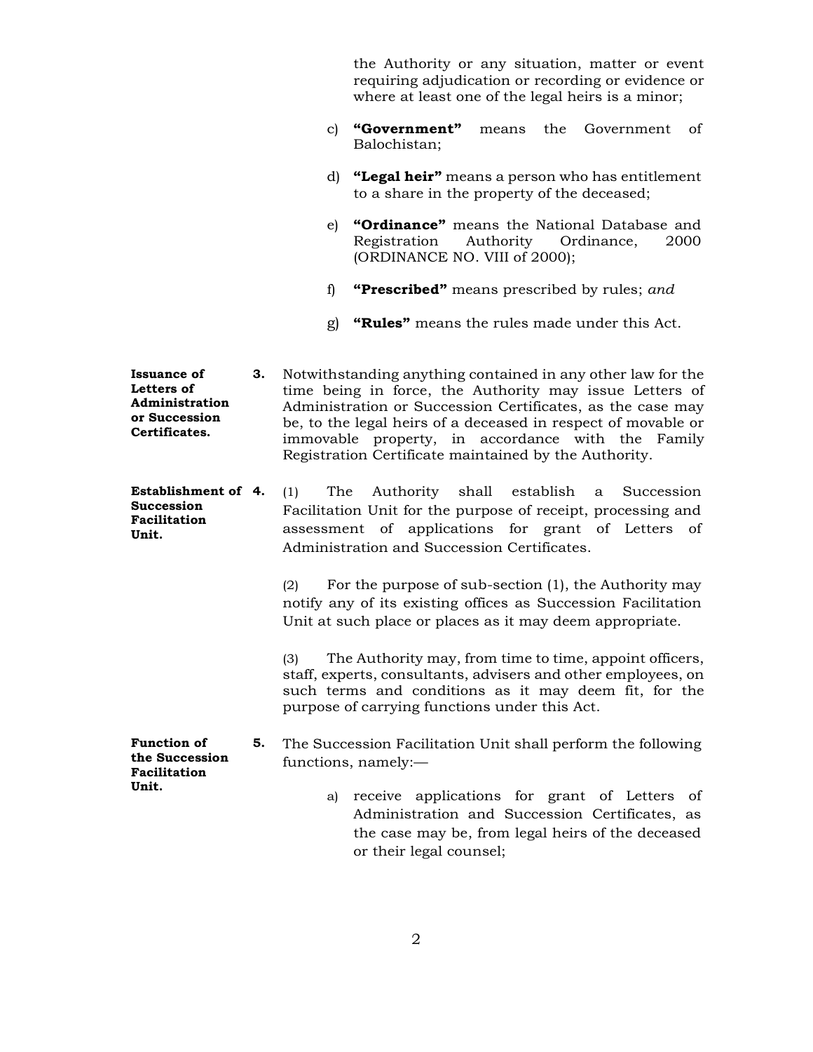the Authority or any situation, matter or event requiring adjudication or recording or evidence or where at least one of the legal heirs is a minor;

c) **"Government"** means the Government of Balochistan;

d) **"Legal heir"** means a person who has entitlement to a share in the property of the deceased;

e) **"Ordinance"** means the National Database and Registration Authority Ordinance, 2000 (ORDINANCE NO. VIII of 2000);

f) **"Prescribed"** means prescribed by rules; *and*

g) **"Rules"** means the rules made under this Act.

**Issuance of Letters of Administration or Succession Certificates.**

**3.** Notwithstanding anything contained in any other law for the time being in force, the Authority may issue Letters of Administration or Succession Certificates, as the case may be, to the legal heirs of a deceased in respect of movable or immovable property, in accordance with the Family Registration Certificate maintained by the Authority.

**Establishment of Succession Facilitation Unit.**

**4.** (1) The Authority shall establish a Succession Facilitation Unit for the purpose of receipt, processing and assessment of applications for grant of Letters of Administration and Succession Certificates.

(2) For the purpose of sub-section (1), the Authority may notify any of its existing offices as Succession Facilitation Unit at such place or places as it may deem appropriate.

(3) The Authority may, from time to time, appoint officers, staff, experts, consultants, advisers and other employees, on such terms and conditions as it may deem fit, for the purpose of carrying functions under this Act.

**Function of the Succession Facilitation Unit.**

**5.** The Succession Facilitation Unit shall perform the following functions, namely:—

a) receive applications for grant of Letters of Administration and Succession Certificates, as the case may be, from legal heirs of the deceased or their legal counsel;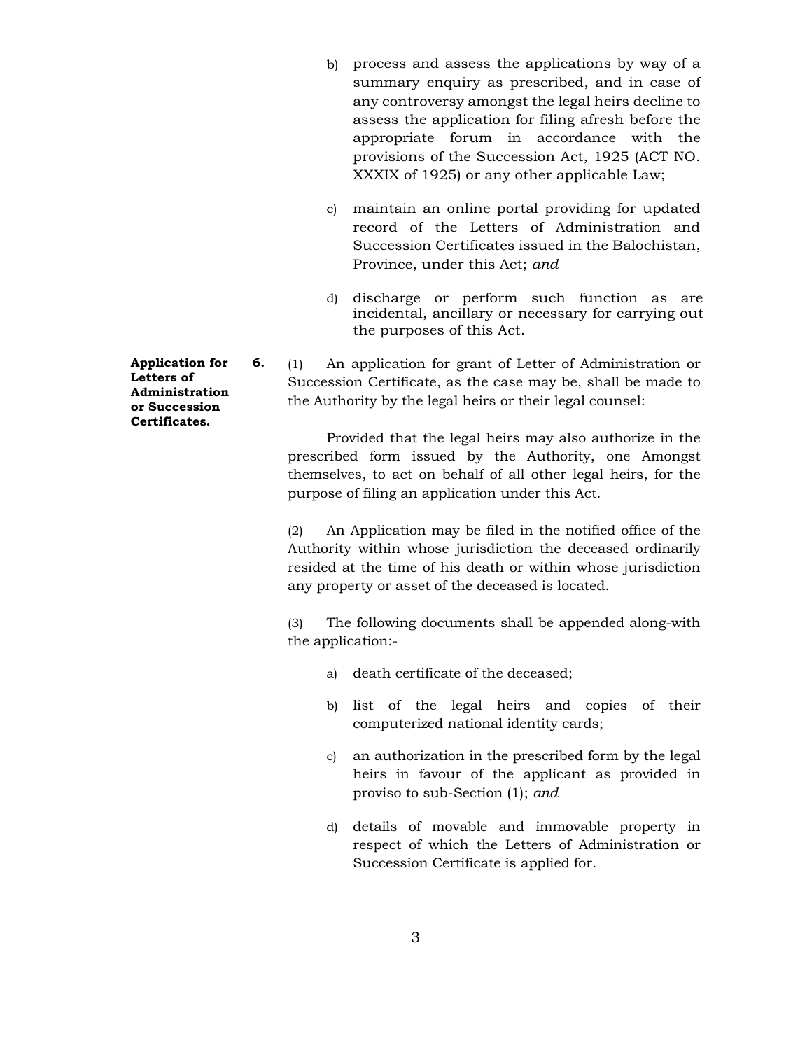b) process and assess the applications by way of a summary enquiry as prescribed, and in case of any controversy amongst the legal heirs decline to assess the application for filing afresh before the appropriate forum in accordance with the provisions of the Succession Act, 1925 (ACT NO. XXXIX of 1925) or any other applicable Law;

c) maintain an online portal providing for updated record of the Letters of Administration and Succession Certificates issued in the Balochistan, Province, under this Act; *and*

d) discharge or perform such function as are incidental, ancillary or necessary for carrying out the purposes of this Act.

**Application for Letters of Administration or Succession Certificates.**

**6.** (1) An application for grant of Letter of Administration or Succession Certificate, as the case may be, shall be made to the Authority by the legal heirs or their legal counsel:

Provided that the legal heirs may also authorize in the prescribed form issued by the Authority, one Amongst themselves, to act on behalf of all other legal heirs, for the purpose of filing an application under this Act.

(2) An Application may be filed in the notified office of the Authority within whose jurisdiction the deceased ordinarily resided at the time of his death or within whose jurisdiction any property or asset of the deceased is located.

(3) The following documents shall be appended along-with the application:-

a) death certificate of the deceased;

b) list of the legal heirs and copies of their computerized national identity cards;

c) an authorization in the prescribed form by the legal heirs in favour of the applicant as provided in proviso to sub-Section (1); *and*

d) details of movable and immovable property in respect of which the Letters of Administration or Succession Certificate is applied for.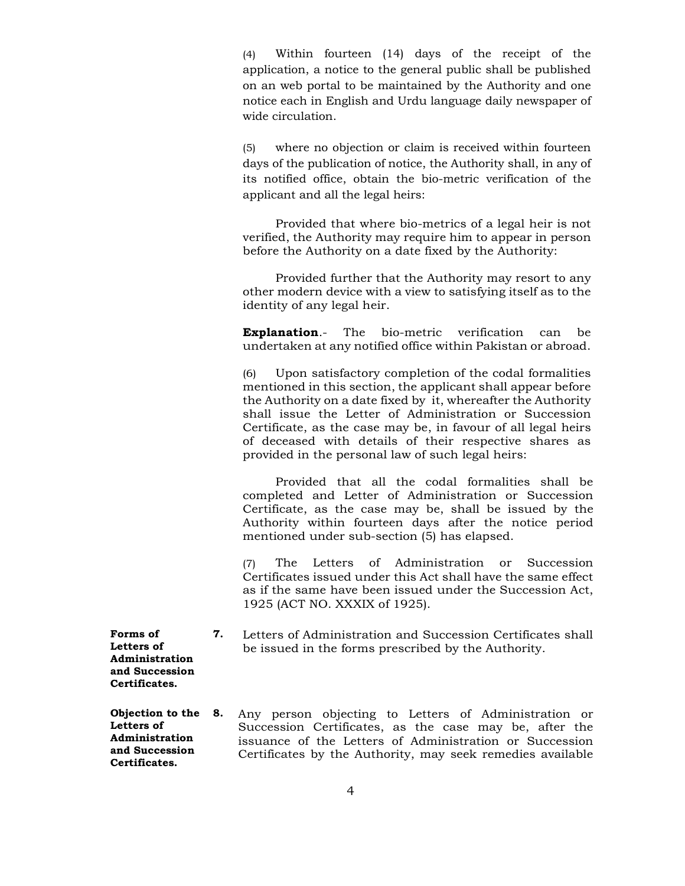(4) Within fourteen (14) days of the receipt of the application, a notice to the general public shall be published on an web portal to be maintained by the Authority and one notice each in English and Urdu language daily newspaper of wide circulation.

(5) where no objection or claim is received within fourteen days of the publication of notice, the Authority shall, in any of its notified office, obtain the bio-metric verification of the applicant and all the legal heirs:

Provided that where bio-metrics of a legal heir is not verified, the Authority may require him to appear in person before the Authority on a date fixed by the Authority:

Provided further that the Authority may resort to any other modern device with a view to satisfying itself as to the identity of any legal heir.

**Explanation**.- The bio-metric verification can be undertaken at any notified office within Pakistan or abroad.

(6) Upon satisfactory completion of the codal formalities mentioned in this section, the applicant shall appear before the Authority on a date fixed by it, whereafter the Authority shall issue the Letter of Administration or Succession Certificate, as the case may be, in favour of all legal heirs of deceased with details of their respective shares as provided in the personal law of such legal heirs:

Provided that all the codal formalities shall be completed and Letter of Administration or Succession Certificate, as the case may be, shall be issued by the Authority within fourteen days after the notice period mentioned under sub-section (5) has elapsed.

(7) The Letters of Administration or Succession Certificates issued under this Act shall have the same effect as if the same have been issued under the Succession Act, 1925 (ACT NO. XXXIX of 1925).

**Forms of Letters of Administration and Succession Certificates.**

**7.** Letters of Administration and Succession Certificates shall be issued in the forms prescribed by the Authority.

**Objection to the Letters of Administration and Succession Certificates.**

**8.** Any person objecting to Letters of Administration or Succession Certificates, as the case may be, after the issuance of the Letters of Administration or Succession Certificates by the Authority, may seek remedies available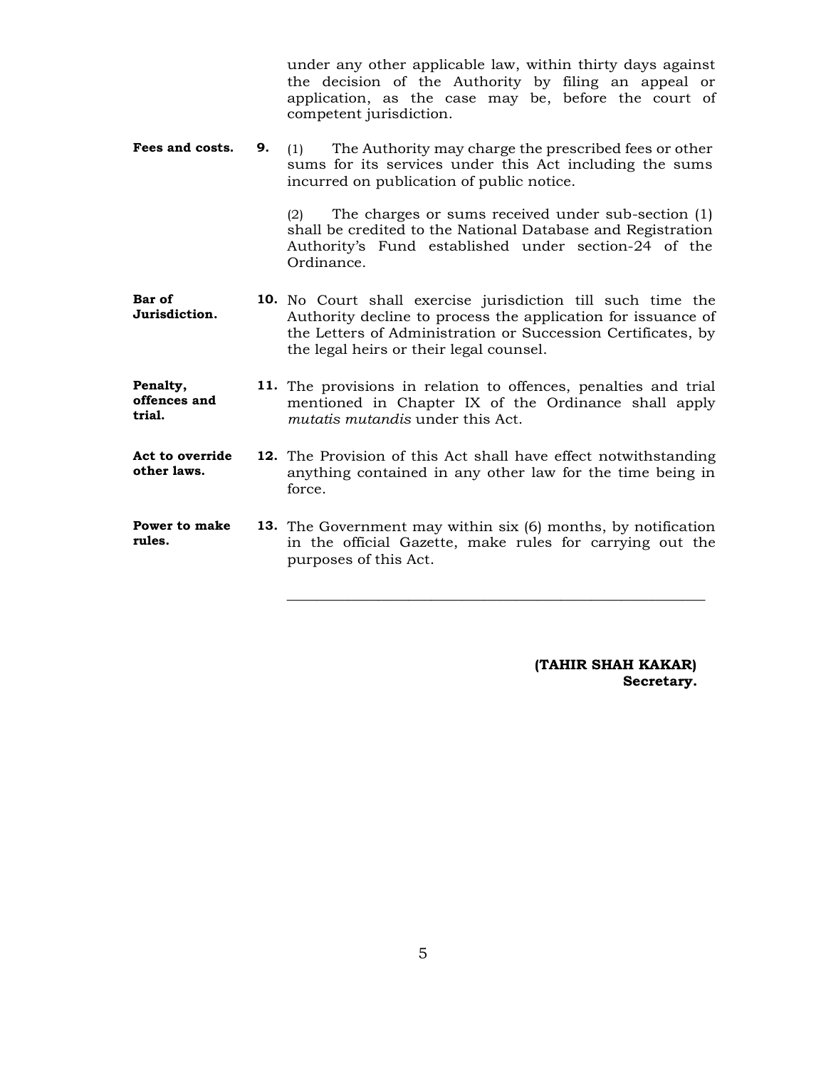under any other applicable law, within thirty days against the decision of the Authority by filing an appeal or application, as the case may be, before the court of competent jurisdiction.

**Fees and costs.** **9.** (1) The Authority may charge the prescribed fees or other sums for its services under this Act including the sums incurred on publication of public notice.

(2) The charges or sums received under sub-section (1) shall be credited to the National Database and Registration Authority's Fund established under section-24 of the Ordinance.

**Bar of Jurisdiction.** **10.** No Court shall exercise jurisdiction till such time the Authority decline to process the application for issuance of the Letters of Administration or Succession Certificates, by the legal heirs or their legal counsel.

**Penalty, offences and trial.** **11.** The provisions in relation to offences, penalties and trial mentioned in Chapter IX of the Ordinance shall apply *mutatis mutandis* under this Act.

**Act to override other laws.** **12.** The Provision of this Act shall have effect notwithstanding anything contained in any other law for the time being in force.

**Power to make rules.** **13.** The Government may within six (6) months, by notification in the official Gazette, make rules for carrying out the purposes of this Act.

---

**(TAHIR SHAH KAKAR)**
**Secretary.**